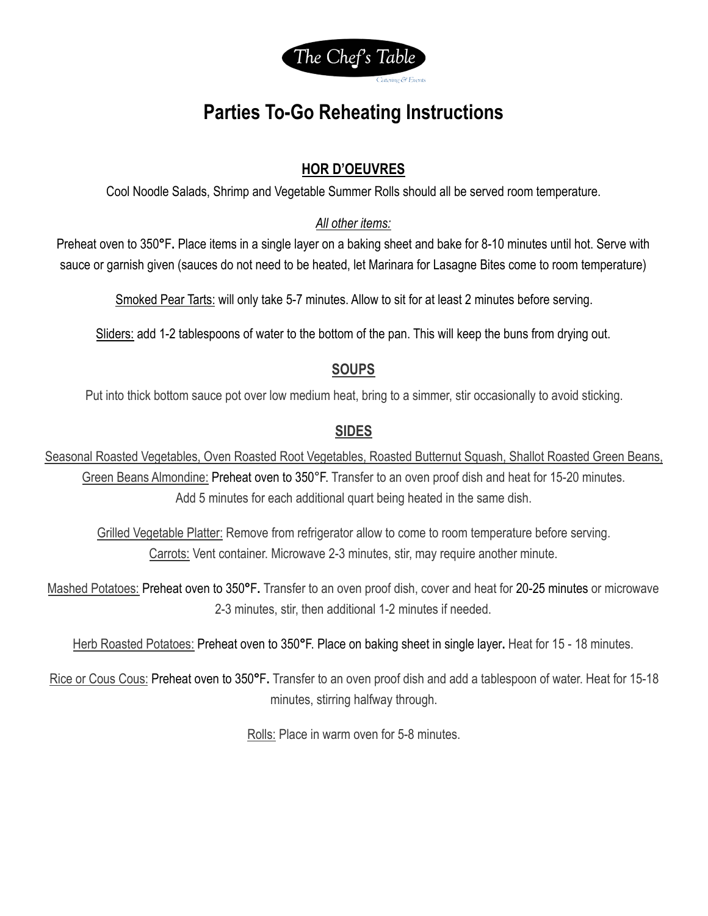The Chef's Table

Catering & Events

# Parties To-Go Reheating Instructions

## HOR D'OEUVRES

Cool Noodle Salads, Shrimp and Vegetable Summer Rolls should all be served room temperature.

*All other items:*

Preheat oven to 350°F. Place items in a single layer on a baking sheet and bake for 8-10 minutes until hot. Serve with sauce or garnish given (sauces do not need to be heated, let Marinara for Lasagne Bites come to room temperature)

Smoked Pear Tarts: will only take 5-7 minutes. Allow to sit for at least 2 minutes before serving.

Sliders: add 1-2 tablespoons of water to the bottom of the pan. This will keep the buns from drying out.

## SOUPS

Put into thick bottom sauce pot over low medium heat, bring to a simmer, stir occasionally to avoid sticking.

## SIDES

Seasonal Roasted Vegetables, Oven Roasted Root Vegetables, Roasted Butternut Squash, Shallot Roasted Green Beans, Green Beans Almondine: Preheat oven to 350°F. Transfer to an oven proof dish and heat for 15-20 minutes. Add 5 minutes for each additional quart being heated in the same dish.

Grilled Vegetable Platter: Remove from refrigerator allow to come to room temperature before serving.
Carrots: Vent container. Microwave 2-3 minutes, stir, may require another minute.

Mashed Potatoes: Preheat oven to 350°F. Transfer to an oven proof dish, cover and heat for 20-25 minutes or microwave 2-3 minutes, stir, then additional 1-2 minutes if needed.

Herb Roasted Potatoes: Preheat oven to 350°F. Place on baking sheet in single layer. Heat for 15 - 18 minutes.

Rice or Cous Cous: Preheat oven to 350°F. Transfer to an oven proof dish and add a tablespoon of water. Heat for 15-18 minutes, stirring halfway through.

Rolls: Place in warm oven for 5-8 minutes.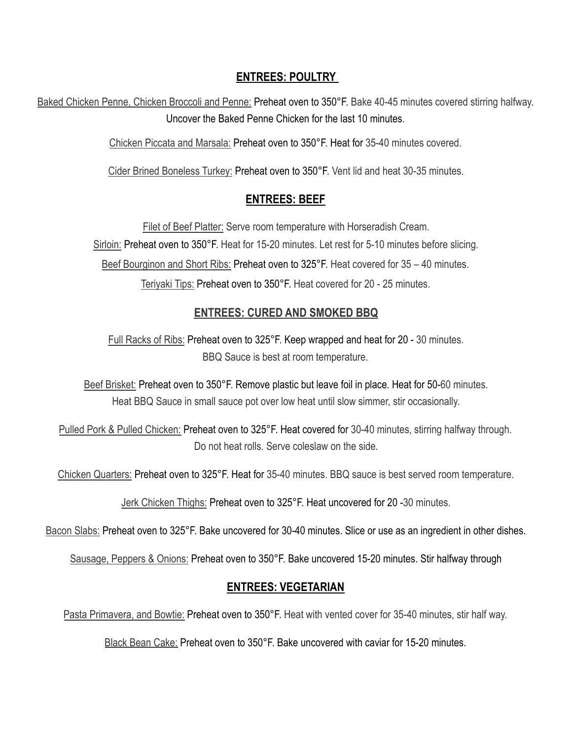## ENTREES: POULTRY

Baked Chicken Penne, Chicken Broccoli and Penne: Preheat oven to 350°F. Bake 40-45 minutes covered stirring halfway. Uncover the Baked Penne Chicken for the last 10 minutes.

Chicken Piccata and Marsala: Preheat oven to 350°F. Heat for 35-40 minutes covered.

Cider Brined Boneless Turkey: Preheat oven to 350°F. Vent lid and heat 30-35 minutes.

## ENTREES: BEEF

Filet of Beef Platter: Serve room temperature with Horseradish Cream.

Sirloin: Preheat oven to 350°F. Heat for 15-20 minutes. Let rest for 5-10 minutes before slicing.

Beef Bourginon and Short Ribs: Preheat oven to 325°F. Heat covered for 35 – 40 minutes.

Teriyaki Tips: Preheat oven to 350°F. Heat covered for 20 - 25 minutes.

## ENTREES: CURED AND SMOKED BBQ

Full Racks of Ribs: Preheat oven to 325°F. Keep wrapped and heat for 20 - 30 minutes. BBQ Sauce is best at room temperature.

Beef Brisket: Preheat oven to 350°F. Remove plastic but leave foil in place. Heat for 50-60 minutes. Heat BBQ Sauce in small sauce pot over low heat until slow simmer, stir occasionally.

Pulled Pork & Pulled Chicken: Preheat oven to 325°F. Heat covered for 30-40 minutes, stirring halfway through. Do not heat rolls. Serve coleslaw on the side.

Chicken Quarters: Preheat oven to 325°F. Heat for 35-40 minutes. BBQ sauce is best served room temperature.

Jerk Chicken Thighs: Preheat oven to 325°F. Heat uncovered for 20 -30 minutes.

Bacon Slabs: Preheat oven to 325°F. Bake uncovered for 30-40 minutes. Slice or use as an ingredient in other dishes.

Sausage, Peppers & Onions: Preheat oven to 350°F. Bake uncovered 15-20 minutes. Stir halfway through

## ENTREES: VEGETARIAN

Pasta Primavera, and Bowtie: Preheat oven to 350°F. Heat with vented cover for 35-40 minutes, stir half way.

Black Bean Cake: Preheat oven to 350°F. Bake uncovered with caviar for 15-20 minutes.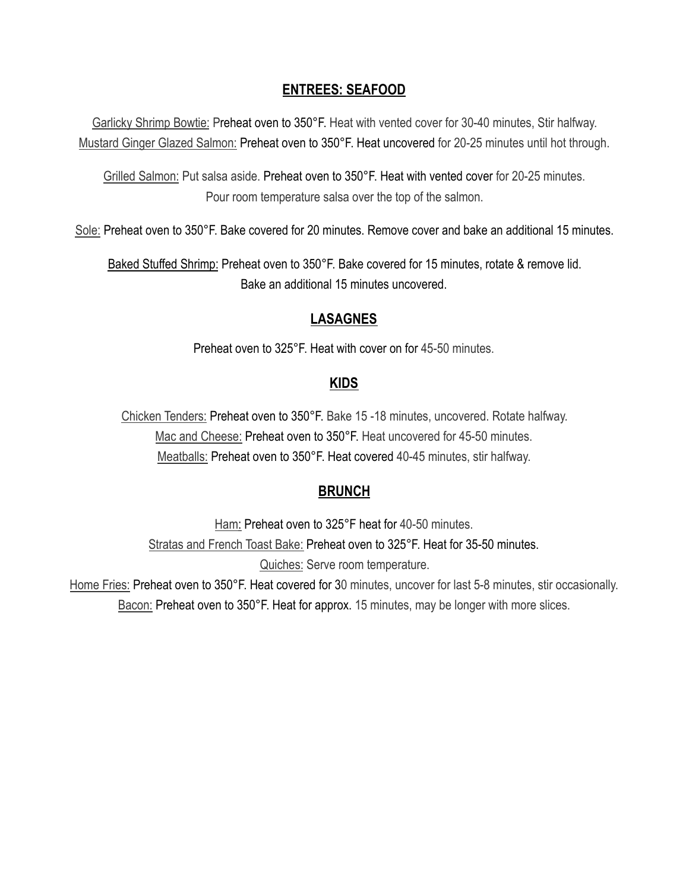## ENTREES: SEAFOOD

Garlicky Shrimp Bowtie: Preheat oven to 350°F. Heat with vented cover for 30-40 minutes, Stir halfway.
Mustard Ginger Glazed Salmon: Preheat oven to 350°F. Heat uncovered for 20-25 minutes until hot through.

Grilled Salmon: Put salsa aside. Preheat oven to 350°F. Heat with vented cover for 20-25 minutes.
Pour room temperature salsa over the top of the salmon.

Sole: Preheat oven to 350°F. Bake covered for 20 minutes. Remove cover and bake an additional 15 minutes.

Baked Stuffed Shrimp: Preheat oven to 350°F. Bake covered for 15 minutes, rotate & remove lid.
Bake an additional 15 minutes uncovered.

## LASAGNES

Preheat oven to 325°F. Heat with cover on for 45-50 minutes.

## KIDS

Chicken Tenders: Preheat oven to 350°F. Bake 15 -18 minutes, uncovered. Rotate halfway.
Mac and Cheese: Preheat oven to 350°F. Heat uncovered for 45-50 minutes.
Meatballs: Preheat oven to 350°F. Heat covered 40-45 minutes, stir halfway.

## BRUNCH

Ham: Preheat oven to 325°F heat for 40-50 minutes.
Stratas and French Toast Bake: Preheat oven to 325°F. Heat for 35-50 minutes.
Quiches: Serve room temperature.
Home Fries: Preheat oven to 350°F. Heat covered for 30 minutes, uncover for last 5-8 minutes, stir occasionally.
Bacon: Preheat oven to 350°F. Heat for approx. 15 minutes, may be longer with more slices.